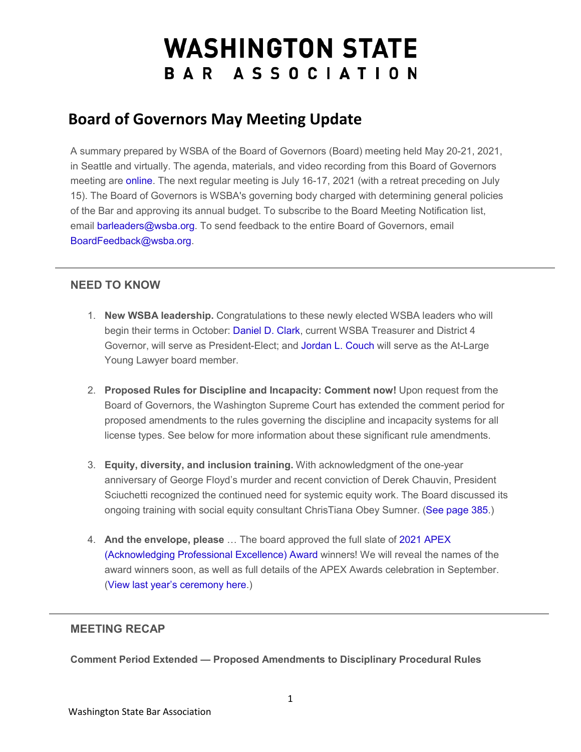# WASHINGTON STATE BAR ASSOCIATION

## Board of Governors May Meeting Update

A summary prepared by WSBA of the Board of Governors (Board) meeting held May 20-21, 2021, in Seattle and virtually. The agenda, materials, and video recording from this Board of Governors meeting are online. The next regular meeting is July 16-17, 2021 (with a retreat preceding on July 15). The Board of Governors is WSBA's governing body charged with determining general policies of the Bar and approving its annual budget. To subscribe to the Board Meeting Notification list, email barleaders@wsba.org. To send feedback to the entire Board of Governors, email BoardFeedback@wsba.org.

---

### NEED TO KNOW

1. **New WSBA leadership.** Congratulations to these newly elected WSBA leaders who will begin their terms in October: Daniel D. Clark, current WSBA Treasurer and District 4 Governor, will serve as President-Elect; and Jordan L. Couch will serve as the At-Large Young Lawyer board member.

2. **Proposed Rules for Discipline and Incapacity: Comment now!** Upon request from the Board of Governors, the Washington Supreme Court has extended the comment period for proposed amendments to the rules governing the discipline and incapacity systems for all license types. See below for more information about these significant rule amendments.

3. **Equity, diversity, and inclusion training.** With acknowledgment of the one-year anniversary of George Floyd's murder and recent conviction of Derek Chauvin, President Sciuchetti recognized the continued need for systemic equity work. The Board discussed its ongoing training with social equity consultant ChrisTiana Obey Sumner. (See page 385.)

4. **And the envelope, please** … The board approved the full slate of 2021 APEX (Acknowledging Professional Excellence) Award winners! We will reveal the names of the award winners soon, as well as full details of the APEX Awards celebration in September. (View last year's ceremony here.)

---

### MEETING RECAP

**Comment Period Extended — Proposed Amendments to Disciplinary Procedural Rules**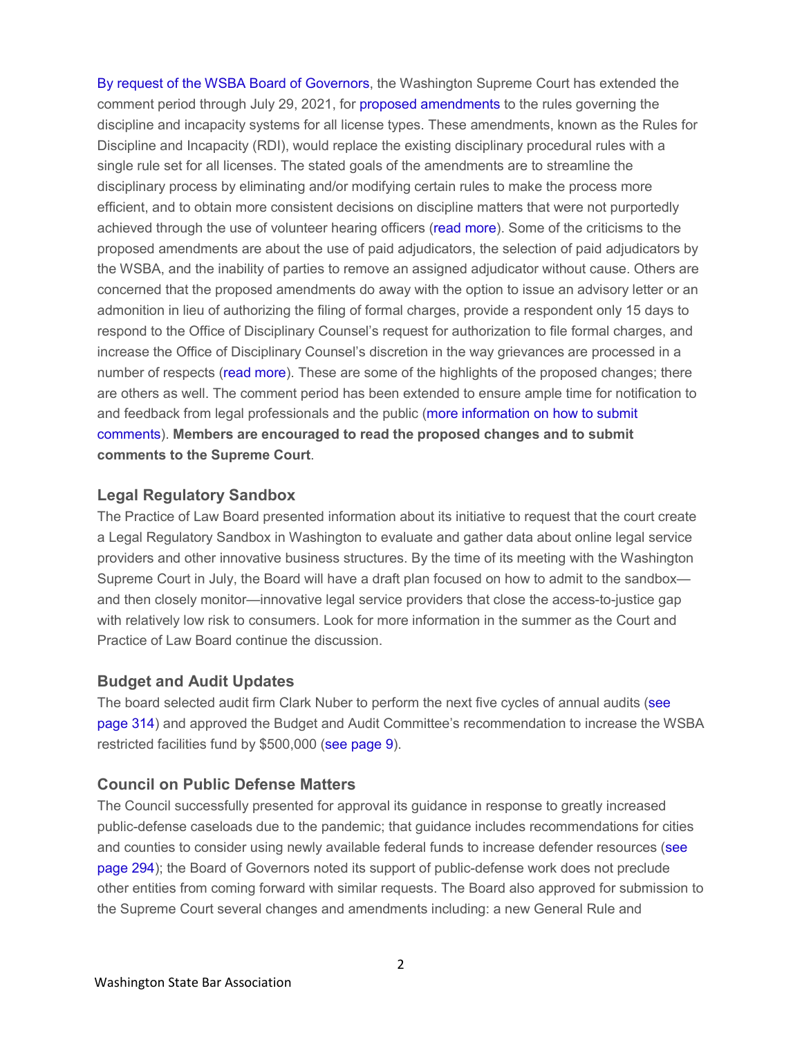By request of the WSBA Board of Governors, the Washington Supreme Court has extended the comment period through July 29, 2021, for proposed amendments to the rules governing the discipline and incapacity systems for all license types. These amendments, known as the Rules for Discipline and Incapacity (RDI), would replace the existing disciplinary procedural rules with a single rule set for all licenses. The stated goals of the amendments are to streamline the disciplinary process by eliminating and/or modifying certain rules to make the process more efficient, and to obtain more consistent decisions on discipline matters that were not purportedly achieved through the use of volunteer hearing officers (read more). Some of the criticisms to the proposed amendments are about the use of paid adjudicators, the selection of paid adjudicators by the WSBA, and the inability of parties to remove an assigned adjudicator without cause. Others are concerned that the proposed amendments do away with the option to issue an advisory letter or an admonition in lieu of authorizing the filing of formal charges, provide a respondent only 15 days to respond to the Office of Disciplinary Counsel's request for authorization to file formal charges, and increase the Office of Disciplinary Counsel's discretion in the way grievances are processed in a number of respects (read more). These are some of the highlights of the proposed changes; there are others as well. The comment period has been extended to ensure ample time for notification to and feedback from legal professionals and the public (more information on how to submit comments). **Members are encouraged to read the proposed changes and to submit comments to the Supreme Court**.

### Legal Regulatory Sandbox

The Practice of Law Board presented information about its initiative to request that the court create a Legal Regulatory Sandbox in Washington to evaluate and gather data about online legal service providers and other innovative business structures. By the time of its meeting with the Washington Supreme Court in July, the Board will have a draft plan focused on how to admit to the sandbox—and then closely monitor—innovative legal service providers that close the access-to-justice gap with relatively low risk to consumers. Look for more information in the summer as the Court and Practice of Law Board continue the discussion.

### Budget and Audit Updates

The board selected audit firm Clark Nuber to perform the next five cycles of annual audits (see page 314) and approved the Budget and Audit Committee's recommendation to increase the WSBA restricted facilities fund by $500,000 (see page 9).

### Council on Public Defense Matters

The Council successfully presented for approval its guidance in response to greatly increased public-defense caseloads due to the pandemic; that guidance includes recommendations for cities and counties to consider using newly available federal funds to increase defender resources (see page 294); the Board of Governors noted its support of public-defense work does not preclude other entities from coming forward with similar requests. The Board also approved for submission to the Supreme Court several changes and amendments including: a new General Rule and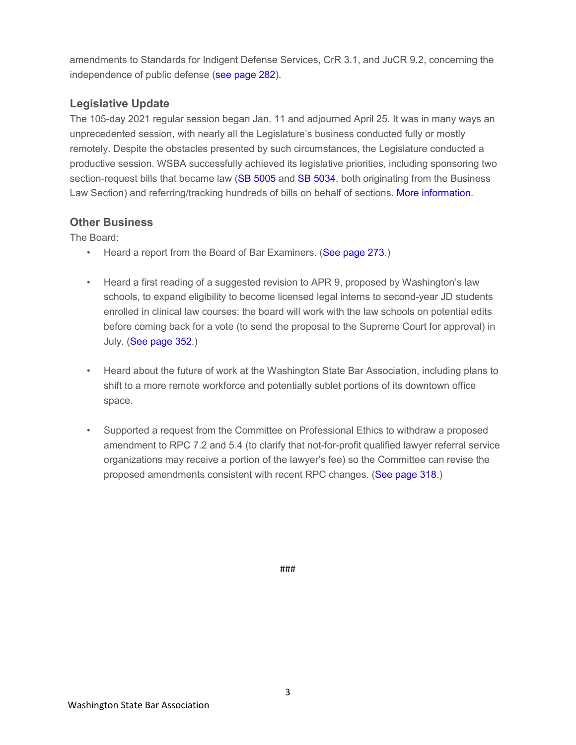amendments to Standards for Indigent Defense Services, CrR 3.1, and JuCR 9.2, concerning the independence of public defense (see page 282).

## Legislative Update

The 105-day 2021 regular session began Jan. 11 and adjourned April 25. It was in many ways an unprecedented session, with nearly all the Legislature's business conducted fully or mostly remotely. Despite the obstacles presented by such circumstances, the Legislature conducted a productive session. WSBA successfully achieved its legislative priorities, including sponsoring two section-request bills that became law (SB 5005 and SB 5034, both originating from the Business Law Section) and referring/tracking hundreds of bills on behalf of sections. More information.

## Other Business

The Board:

- Heard a report from the Board of Bar Examiners. (See page 273.)

- Heard a first reading of a suggested revision to APR 9, proposed by Washington's law schools, to expand eligibility to become licensed legal interns to second-year JD students enrolled in clinical law courses; the board will work with the law schools on potential edits before coming back for a vote (to send the proposal to the Supreme Court for approval) in July. (See page 352.)

- Heard about the future of work at the Washington State Bar Association, including plans to shift to a more remote workforce and potentially sublet portions of its downtown office space.

- Supported a request from the Committee on Professional Ethics to withdraw a proposed amendment to RPC 7.2 and 5.4 (to clarify that not-for-profit qualified lawyer referral service organizations may receive a portion of the lawyer's fee) so the Committee can revise the proposed amendments consistent with recent RPC changes. (See page 318.)

###